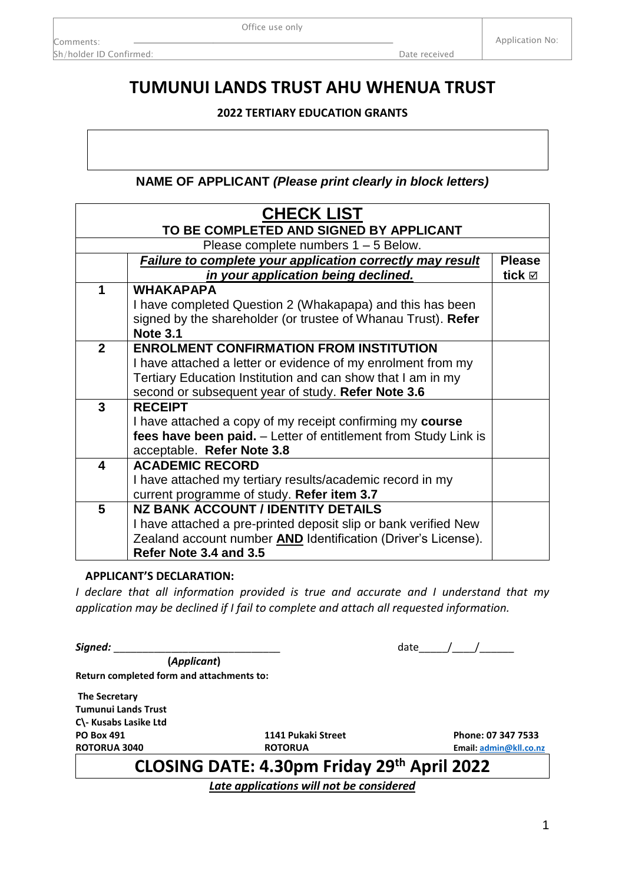Office use only

Comments: ______________________________________________

Sh/holder ID Confirmed: Date received

Application No:

# TUMUNUI LANDS TRUST AHU WHENUA TRUST

## 2022 TERTIARY EDUCATION GRANTS

**NAME OF APPLICANT** ***(Please print clearly in block letters)***

| **CHECK LIST**<br>**TO BE COMPLETED AND SIGNED BY APPLICANT** | | |
|---|---|---|
| Please complete numbers 1 – 5 Below. | | |
| | ***Failure to complete your application correctly may result in your application being declined.*** | **Please tick ☑** |
| **1** | **WHAKAPAPA**<br>I have completed Question 2 (Whakapapa) and this has been signed by the shareholder (or trustee of Whanau Trust). **Refer Note 3.1** | |
| **2** | **ENROLMENT CONFIRMATION FROM INSTITUTION**<br>I have attached a letter or evidence of my enrolment from my Tertiary Education Institution and can show that I am in my second or subsequent year of study. **Refer Note 3.6** | |
| **3** | **RECEIPT**<br>I have attached a copy of my receipt confirming my **course fees have been paid.** – Letter of entitlement from Study Link is acceptable. **Refer Note 3.8** | |
| **4** | **ACADEMIC RECORD**<br>I have attached my tertiary results/academic record in my current programme of study. **Refer item 3.7** | |
| **5** | **NZ BANK ACCOUNT / IDENTITY DETAILS**<br>I have attached a pre-printed deposit slip or bank verified New Zealand account number **AND** Identification (Driver's License). **Refer Note 3.4 and 3.5** | |

**APPLICANT'S DECLARATION:**

*I declare that all information provided is true and accurate and I understand that my application may be declined if I fail to complete and attach all requested information.*

***Signed:*** ______________________________ date_____/____/______

**(*Applicant*)**

**Return completed form and attachments to:**

**The Secretary**
**Tumunui Lands Trust**
**C\- Kusabs Lasike Ltd**
**PO Box 491**
**ROTORUA 3040**

**1141 Pukaki Street**
**ROTORUA**

**Phone: 07 347 7533**
**Email: admin@kll.co.nz**

## CLOSING DATE: 4.30pm Friday 29th April 2022

***Late applications will not be considered***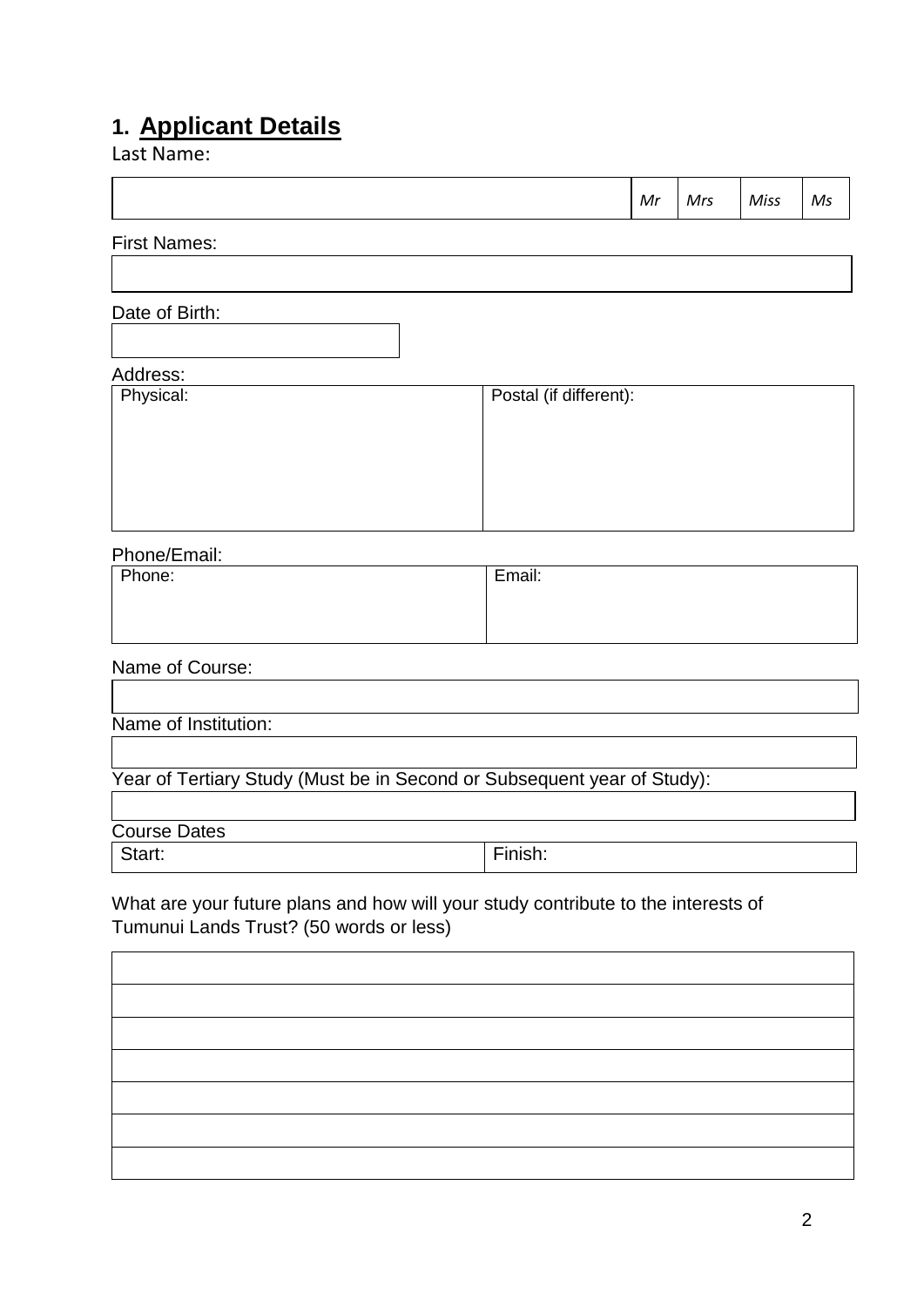## 1. Applicant Details

Last Name:

| | *Mr* | *Mrs* | *Miss* | *Ms* |
|---|---|---|---|---|
| | | | | |

First Names:

| |
|---|
| |

Date of Birth:

| |
|---|
| |

Address:

| Physical: | Postal (if different): |
|---|---|
| | |

Phone/Email:

| Phone: | Email: |
|---|---|
| | |

Name of Course:

| |
|---|
| |

Name of Institution:

| |
|---|
| |

Year of Tertiary Study (Must be in Second or Subsequent year of Study):

| |
|---|
| |

Course Dates

| Start: | Finish: |
|---|---|

What are your future plans and how will your study contribute to the interests of Tumunui Lands Trust? (50 words or less)

| |
|---|
| |
| |
| |
| |
| |
| |
| |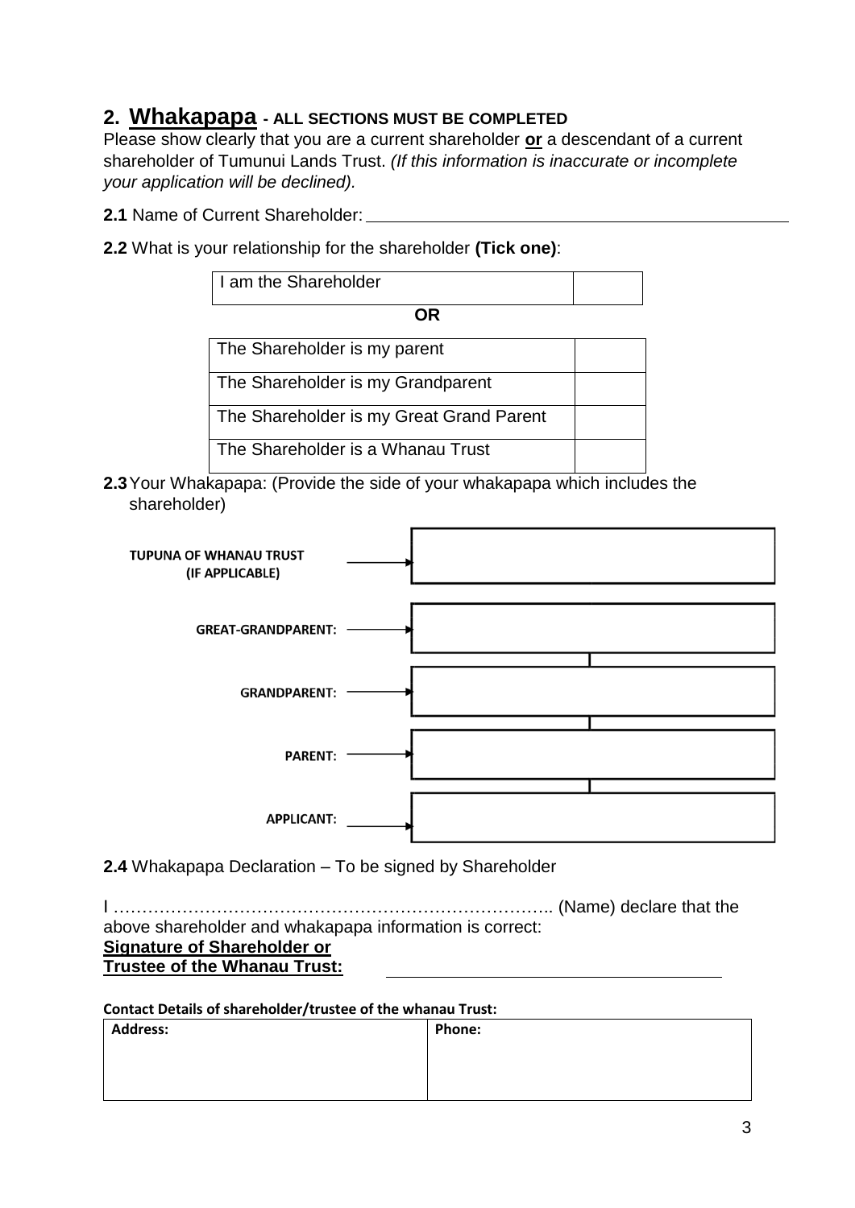## 2. Whakapapa - ALL SECTIONS MUST BE COMPLETED

Please show clearly that you are a current shareholder **or** a descendant of a current shareholder of Tumunui Lands Trust. *(If this information is inaccurate or incomplete your application will be declined).*

**2.1** Name of Current Shareholder: ______________________________________________

**2.2** What is your relationship for the shareholder **(Tick one)**:

| I am the Shareholder | |
|---|---|

**OR**

| The Shareholder is my parent | |
|---|---|
| The Shareholder is my Grandparent | |
| The Shareholder is my Great Grand Parent | |
| The Shareholder is a Whanau Trust | |

**2.3** Your Whakapapa: (Provide the side of your whakapapa which includes the shareholder)

| | |
|---|---|
| TUPUNA OF WHANAU TRUST (IF APPLICABLE) | |
| GREAT-GRANDPARENT: | |
| GRANDPARENT: | |
| PARENT: | |
| APPLICANT: | |

**2.4** Whakapapa Declaration – To be signed by Shareholder

I ………………………………………………………………….. (Name) declare that the above shareholder and whakapapa information is correct:

**Signature of Shareholder or Trustee of the Whanau Trust:** ______________________________

**Contact Details of shareholder/trustee of the whanau Trust:**

| Address: | Phone: |
|---|---|
| | |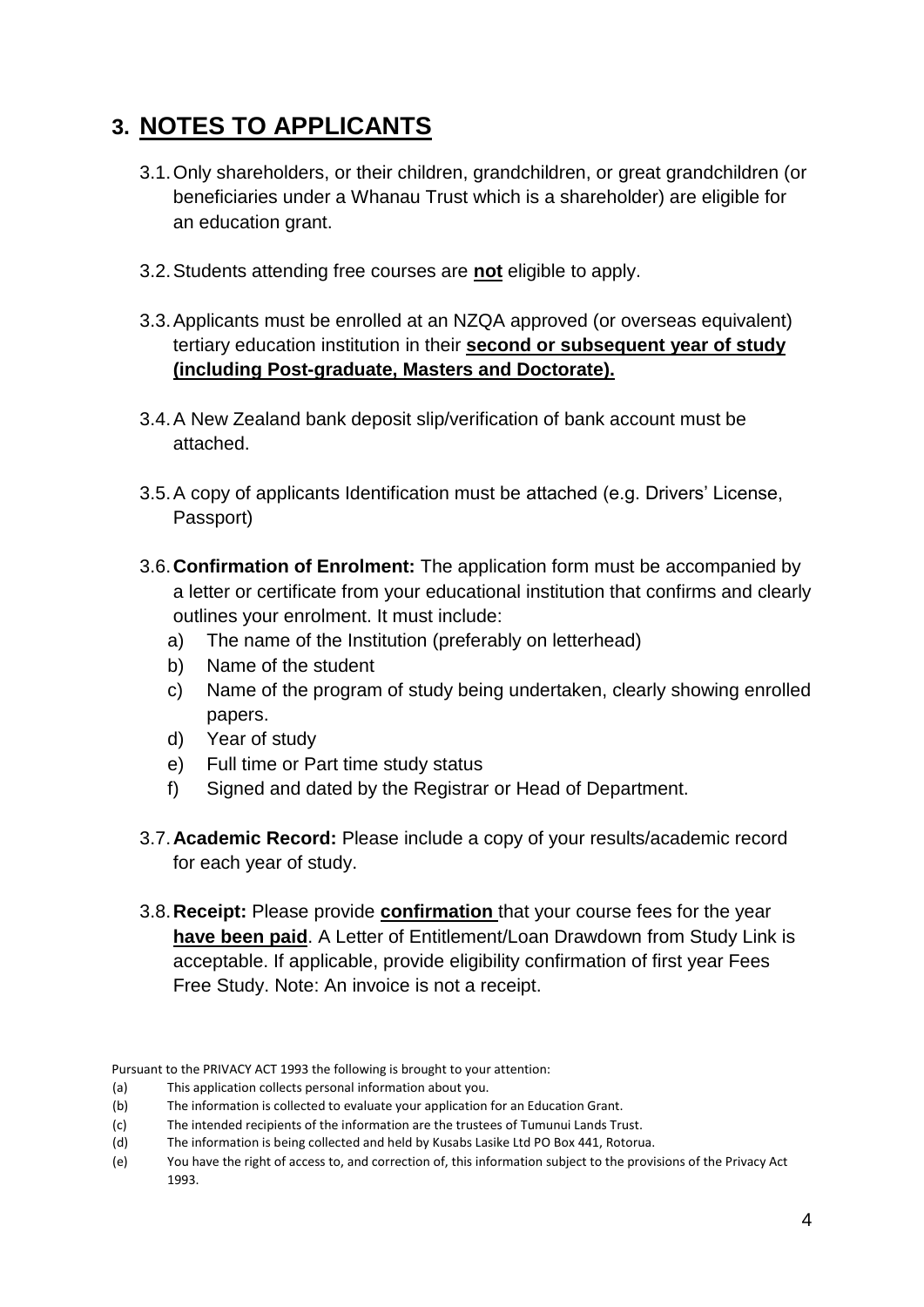# 3. NOTES TO APPLICANTS

3.1. Only shareholders, or their children, grandchildren, or great grandchildren (or beneficiaries under a Whanau Trust which is a shareholder) are eligible for an education grant.

3.2. Students attending free courses are **<u>not</u>** eligible to apply.

3.3. Applicants must be enrolled at an NZQA approved (or overseas equivalent) tertiary education institution in their **<u>second or subsequent year of study (including Post-graduate, Masters and Doctorate).</u>**

3.4. A New Zealand bank deposit slip/verification of bank account must be attached.

3.5. A copy of applicants Identification must be attached (e.g. Drivers' License, Passport)

3.6. **Confirmation of Enrolment:** The application form must be accompanied by a letter or certificate from your educational institution that confirms and clearly outlines your enrolment. It must include:

a) The name of the Institution (preferably on letterhead)
b) Name of the student
c) Name of the program of study being undertaken, clearly showing enrolled papers.
d) Year of study
e) Full time or Part time study status
f) Signed and dated by the Registrar or Head of Department.

3.7. **Academic Record:** Please include a copy of your results/academic record for each year of study.

3.8. **Receipt:** Please provide **<u>confirmation</u>** that your course fees for the year **<u>have been paid</u>**. A Letter of Entitlement/Loan Drawdown from Study Link is acceptable. If applicable, provide eligibility confirmation of first year Fees Free Study. Note: An invoice is not a receipt.

Pursuant to the PRIVACY ACT 1993 the following is brought to your attention:

(a) This application collects personal information about you.
(b) The information is collected to evaluate your application for an Education Grant.
(c) The intended recipients of the information are the trustees of Tumunui Lands Trust.
(d) The information is being collected and held by Kusabs Lasike Ltd PO Box 441, Rotorua.
(e) You have the right of access to, and correction of, this information subject to the provisions of the Privacy Act 1993.